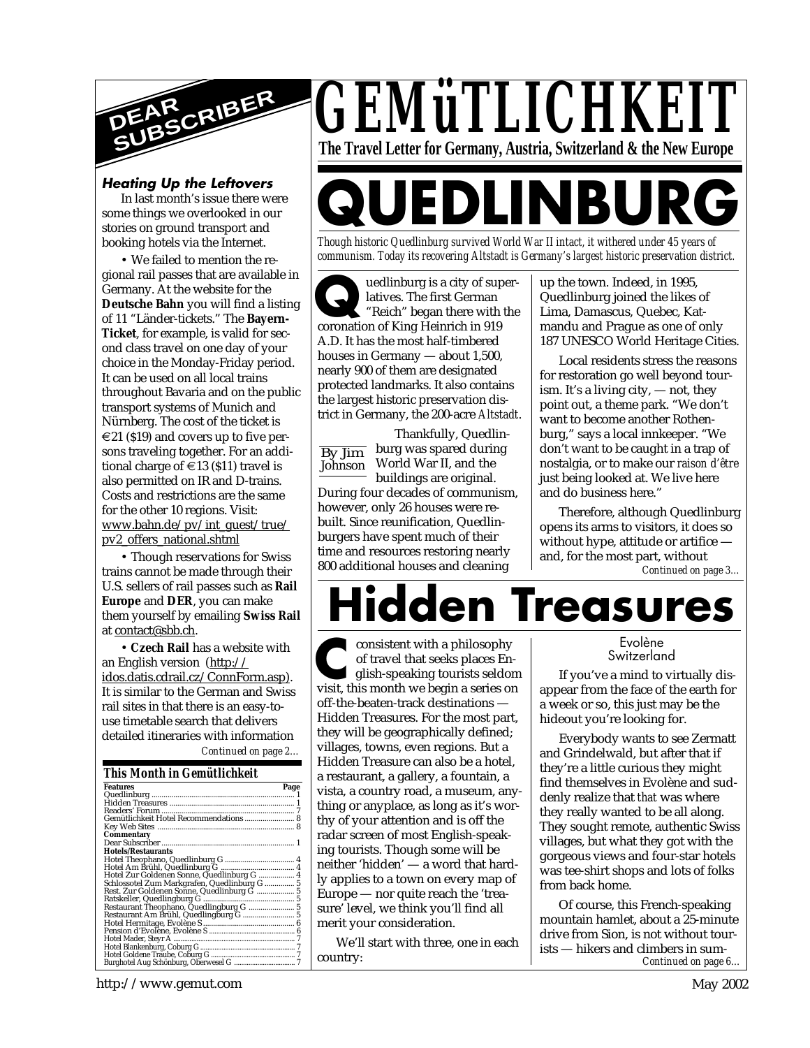# GEMüTLICHKEIT

**The Travel Letter for Germany, Austria, Switzerland & the New Europe**

## DEAR SUBSCRIBER

### *Heating Up the Leftovers*

In last month's issue there were some things we overlooked in our stories on ground transport and booking hotels via the Internet.

• We failed to mention the regional rail passes that are available in Germany. At the website for the **Deutsche Bahn** you will find a listing of 11 "Länder-tickets." The **Bayern-Ticket**, for example, is valid for second class travel on one day of your choice in the Monday-Friday period. It can be used on all local trains throughout Bavaria and on the public transport systems of Munich and Nürnberg. The cost of the ticket is €21 ($19) and covers up to five persons traveling together. For an additional charge of €13 ($11) travel is also permitted on IR and D-trains. Costs and restrictions are the same for the other 10 regions. Visit: www.bahn.de/pv/int_guest/true/pv2_offers_national.shtml

• Though reservations for Swiss trains cannot be made through their U.S. sellers of rail passes such as **Rail Europe** and **DER**, you can make them yourself by emailing **Swiss Rail** at contact@sbb.ch.

• **Czech Rail** has a website with an English version (http://idos.datis.cdrail.cz/ConnForm.asp). It is similar to the German and Swiss rail sites in that there is an easy-to-use timetable search that delivers detailed itineraries with information

*Continued on page 2…*

# QUEDLINBURG

*Though historic Quedlinburg survived World War II intact, it withered under 45 years of communism. Today its recovering Altstadt is Germany's largest historic preservation district.*

By Jim Johnson

Quedlinburg is a city of superlatives. The first German "Reich" began there with the coronation of King Heinrich in 919 A.D. It has the most half-timbered houses in Germany — about 1,500, nearly 900 of them are designated protected landmarks. It also contains the largest historic preservation district in Germany, the 200-acre *Altstadt*.

Thankfully, Quedlinburg was spared during World War II, and the buildings are original. During four decades of communism, however, only 26 houses were rebuilt. Since reunification, Quedlinburgers have spent much of their time and resources restoring nearly 800 additional houses and cleaning up the town. Indeed, in 1995, Quedlinburg joined the likes of Lima, Damascus, Quebec, Katmandu and Prague as one of only 187 UNESCO World Heritage Cities.

Local residents stress the reasons for restoration go well beyond tourism. It's a living city, — not, they point out, a theme park. "We don't want to become another Rothenburg," says a local innkeeper. "We don't want to be caught in a trap of nostalgia, or to make our *raison d'être* just being looked at. We live here and do business here."

Therefore, although Quedlinburg opens its arms to visitors, it does so without hype, attitude or artifice — and, for the most part, without

*Continued on page 3…*

# Hidden Treasures

Consistent with a philosophy of travel that seeks places English-speaking tourists seldom visit, this month we begin a series on off-the-beaten-track destinations — Hidden Treasures. For the most part, they will be geographically defined; villages, towns, even regions. But a Hidden Treasure can also be a hotel, a restaurant, a gallery, a fountain, a vista, a country road, a museum, anything or anyplace, as long as it's worthy of your attention and is off the radar screen of most English-speaking tourists. Though some will be neither 'hidden' — a word that hardly applies to a town on every map of Europe — nor quite reach the 'treasure' level, we think you'll find all merit your consideration.

We'll start with three, one in each country:

### Evolène
### Switzerland

If you've a mind to virtually disappear from the face of the earth for a week or so, this just may be the hideout you're looking for.

Everybody wants to see Zermatt and Grindelwald, but after that if they're a little curious they might find themselves in Evolène and suddenly realize that *that* was where they really wanted to be all along. They sought remote, authentic Swiss villages, but what they got with the gorgeous views and four-star hotels was tee-shirt shops and lots of folks from back home.

Of course, this French-speaking mountain hamlet, about a 25-minute drive from Sion, is not without tourists — hikers and climbers in sum-

*Continued on page 6…*

### This Month in Gemütlichkeit

| Features | Page |
|---|---|
| Quedlinburg | 1 |
| Hidden Treasures | 1 |
| Readers' Forum | 7 |
| Gemütlichkeit Hotel Recommendations | 8 |
| Key Web Sites | 8 |
| **Commentary** | |
| Dear Subscriber | 1 |
| **Hotels/Restaurants** | |
| Hotel Theophano, Quedlinburg G | 4 |
| Hotel Am Brühl, Quedlinburg G | 4 |
| Hotel Zur Goldenen Sonne, Quedlinburg G | 4 |
| Schlossotel Zum Markgrafen, Quedlinburg G | 5 |
| Rest. Zur Goldenen Sonne, Quedlinburg G | 5 |
| Ratskeller, Quedlingburg G | 5 |
| Restaurant Theophano, Quedlingburg G | 5 |
| Restaurant Am Brühl, Quedlingburg G | 5 |
| Hotel Hermitage, Evolène S | 6 |
| Pension d'Evolène, Evolène S | 6 |
| Hotel Mader, Steyr A | 7 |
| Hotel Blankenburg, Coburg G | 7 |
| Hotel Goldene Traube, Coburg G | 7 |
| Burghotel Aug Schönburg, Oberwesel G | 7 |

http://www.gemut.com

May 2002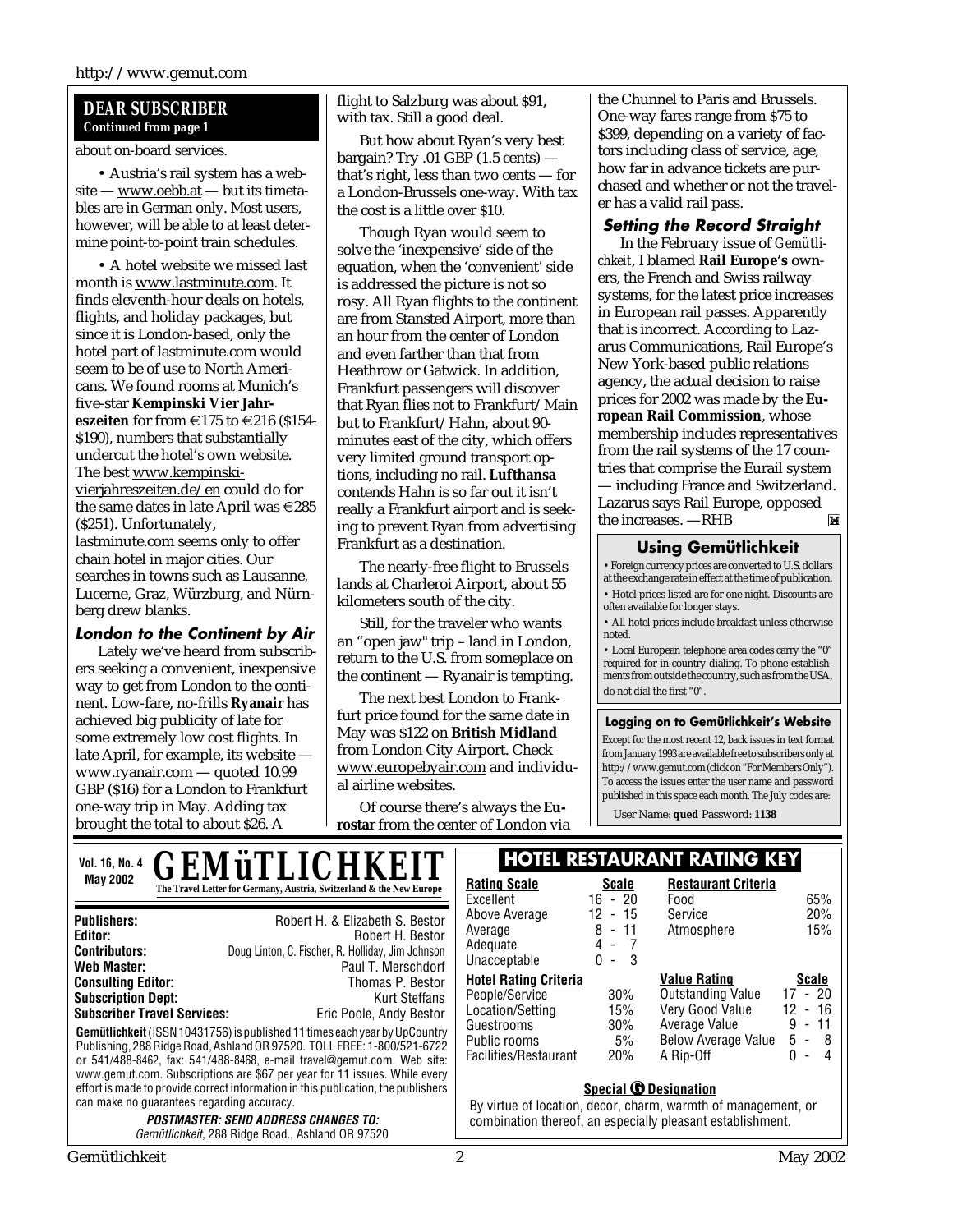## DEAR SUBSCRIBER

*Continued from page 1*

about on-board services.

• Austria's rail system has a website — www.oebb.at — but its timetables are in German only. Most users, however, will be able to at least determine point-to-point train schedules.

• A hotel website we missed last month is www.lastminute.com. It finds eleventh-hour deals on hotels, flights, and holiday packages, but since it is London-based, only the hotel part of lastminute.com would seem to be of use to North Americans. We found rooms at Munich's five-star **Kempinski Vier Jahreszeiten** for from €175 to €216 ($154-$190), numbers that substantially undercut the hotel's own website. The best www.kempinski-vierjahreszeiten.de/en could do for the same dates in late April was €285 ($251). Unfortunately, lastminute.com seems only to offer chain hotel in major cities. Our searches in towns such as Lausanne, Lucerne, Graz, Würzburg, and Nürnberg drew blanks.

### London to the Continent by Air

Lately we've heard from subscribers seeking a convenient, inexpensive way to get from London to the continent. Low-fare, no-frills **Ryanair** has achieved big publicity of late for some extremely low cost flights. In late April, for example, its website — www.ryanair.com — quoted 10.99 GBP ($16) for a London to Frankfurt one-way trip in May. Adding tax brought the total to about $26. A flight to Salzburg was about $91, with tax. Still a good deal.

But how about Ryan's very best bargain? Try .01 GBP (1.5 cents) — that's right, less than two cents — for a London-Brussels one-way. With tax the cost is a little over $10.

Though Ryan would seem to solve the 'inexpensive' side of the equation, when the 'convenient' side is addressed the picture is not so rosy. All Ryan flights to the continent are from Stansted Airport, more than an hour from the center of London and even farther than that from Heathrow or Gatwick. In addition, Frankfurt passengers will discover that Ryan flies not to Frankfurt/Main but to Frankfurt/Hahn, about 90-minutes east of the city, which offers very limited ground transport options, including no rail. **Lufthansa** contends Hahn is so far out it isn't really a Frankfurt airport and is seeking to prevent Ryan from advertising Frankfurt as a destination.

The nearly-free flight to Brussels lands at Charleroi Airport, about 55 kilometers south of the city.

Still, for the traveler who wants an "open jaw" trip – land in London, return to the U.S. from someplace on the continent — Ryanair is tempting.

The next best London to Frankfurt price found for the same date in May was $122 on **British Midland** from London City Airport. Check www.europebyair.com and individual airline websites.

Of course there's always the **Eurostar** from the center of London via the Chunnel to Paris and Brussels. One-way fares range from $75 to $399, depending on a variety of factors including class of service, age, how far in advance tickets are purchased and whether or not the traveler has a valid rail pass.

### Setting the Record Straight

In the February issue of *Gemütlichkeit*, I blamed **Rail Europe's** owners, the French and Swiss railway systems, for the latest price increases in European rail passes. Apparently that is incorrect. According to Lazarus Communications, Rail Europe's New York-based public relations agency, the actual decision to raise prices for 2002 was made by the **European Rail Commission**, whose membership includes representatives from the rail systems of the 17 countries that comprise the Eurail system — including France and Switzerland. Lazarus says Rail Europe, opposed the increases. —RHB

### Using Gemütlichkeit

• Foreign currency prices are converted to U.S. dollars at the exchange rate in effect at the time of publication.

• Hotel prices listed are for one night. Discounts are often available for longer stays.

• All hotel prices include breakfast unless otherwise noted.

• Local European telephone area codes carry the "0" required for in-country dialing. To phone establishments from outside the country, such as from the USA, do not dial the first "0".

### Logging on to Gemütlichkeit's Website

Except for the most recent 12, back issues in text format from January 1993 are available free to subscribers only at http://www.gemut.com (click on "For Members Only"). To access the issues enter the user name and password published in this space each month. The July codes are:

User Name: **qued** Password: **1138**

---

Vol. 16, No. 4
May 2002

# GEMüTLICHKEIT

**The Travel Letter for Germany, Austria, Switzerland & the New Europe**

| | |
|---|---|
| **Publishers:** | Robert H. & Elizabeth S. Bestor |
| **Editor:** | Robert H. Bestor |
| **Contributors:** | Doug Linton, C. Fischer, R. Holliday, Jim Johnson |
| **Web Master:** | Paul T. Merschdorf |
| **Consulting Editor:** | Thomas P. Bestor |
| **Subscription Dept:** | Kurt Steffans |
| **Subscriber Travel Services:** | Eric Poole, Andy Bestor |

**Gemütlichkeit** (ISSN 10431756) is published 11 times each year by UpCountry Publishing, 288 Ridge Road, Ashland OR 97520. TOLL FREE: 1-800/521-6722 or 541/488-8462, fax: 541/488-8468, e-mail travel@gemut.com. Web site: www.gemut.com. Subscriptions are $67 per year for 11 issues. While every effort is made to provide correct information in this publication, the publishers can make no guarantees regarding accuracy.

***POSTMASTER: SEND ADDRESS CHANGES TO:***
*Gemütlichkeit*, 288 Ridge Road., Ashland OR 97520

## HOTEL RESTAURANT RATING KEY

| Rating Scale | Scale |
|---|---|
| Excellent | 16 - 20 |
| Above Average | 12 - 15 |
| Average | 8 - 11 |
| Adequate | 4 - 7 |
| Unacceptable | 0 - 3 |

| Restaurant Criteria | |
|---|---|
| Food | 65% |
| Service | 20% |
| Atmosphere | 15% |

| Hotel Rating Criteria | |
|---|---|
| People/Service | 30% |
| Location/Setting | 15% |
| Guestrooms | 30% |
| Public rooms | 5% |
| Facilities/Restaurant | 20% |

| Value Rating | Scale |
|---|---|
| Outstanding Value | 17 - 20 |
| Very Good Value | 12 - 16 |
| Average Value | 9 - 11 |
| Below Average Value | 5 - 8 |
| A Rip-Off | 0 - 4 |

**Special G Designation**

By virtue of location, decor, charm, warmth of management, or combination thereof, an especially pleasant establishment.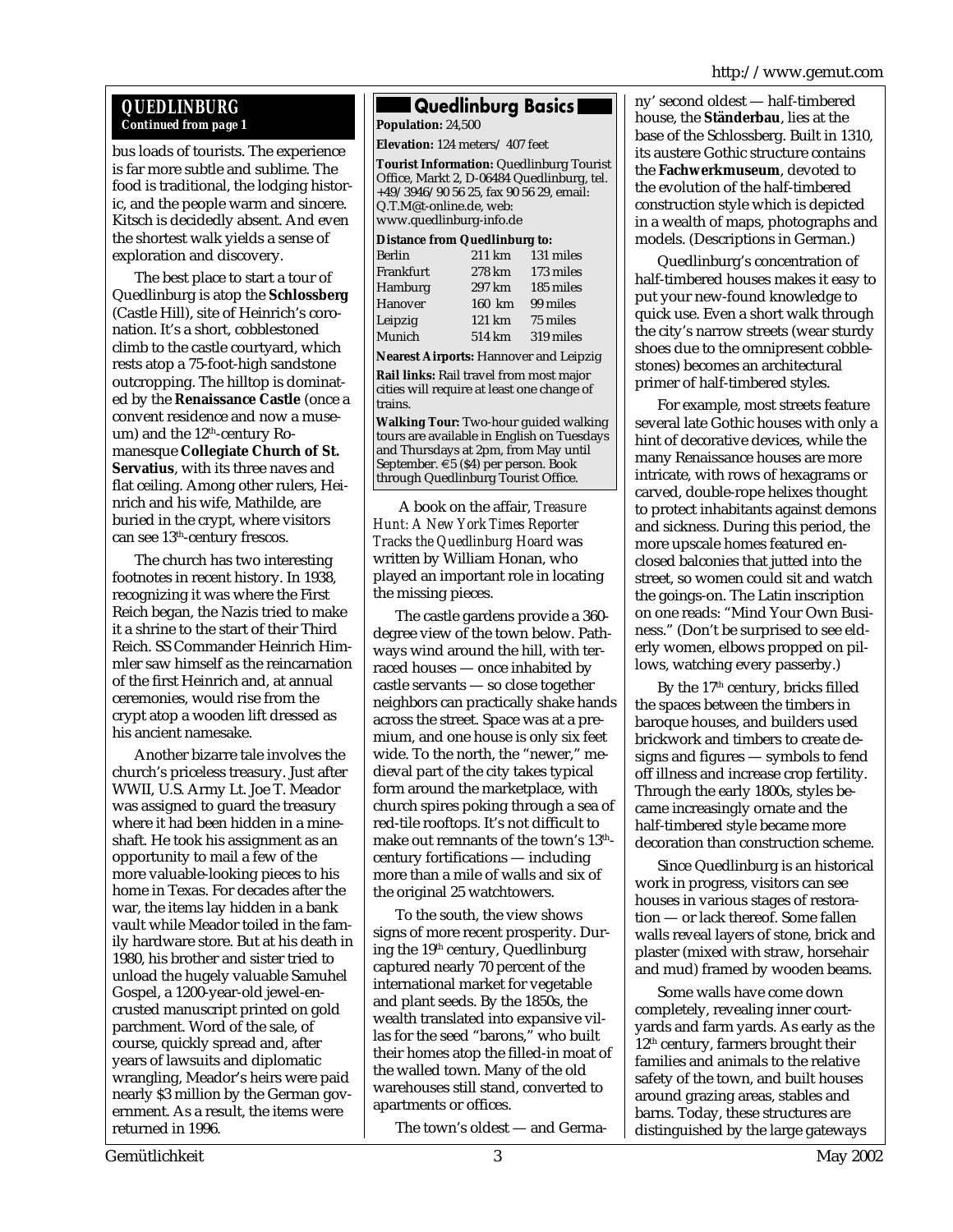## QUEDLINBURG

*Continued from page 1*

bus loads of tourists. The experience is far more subtle and sublime. The food is traditional, the lodging historic, and the people warm and sincere. Kitsch is decidedly absent. And even the shortest walk yields a sense of exploration and discovery.

The best place to start a tour of Quedlinburg is atop the **Schlossberg** (Castle Hill), site of Heinrich's coronation. It's a short, cobblestoned climb to the castle courtyard, which rests atop a 75-foot-high sandstone outcropping. The hilltop is dominated by the **Renaissance Castle** (once a convent residence and now a museum) and the 12th-century Romanesque **Collegiate Church of St. Servatius**, with its three naves and flat ceiling. Among other rulers, Heinrich and his wife, Mathilde, are buried in the crypt, where visitors can see 13th-century frescos.

The church has two interesting footnotes in recent history. In 1938, recognizing it was where the First Reich began, the Nazis tried to make it a shrine to the start of their Third Reich. SS Commander Heinrich Himmler saw himself as the reincarnation of the first Heinrich and, at annual ceremonies, would rise from the crypt atop a wooden lift dressed as his ancient namesake.

Another bizarre tale involves the church's priceless treasury. Just after WWII, U.S. Army Lt. Joe T. Meador was assigned to guard the treasury where it had been hidden in a mineshaft. He took his assignment as an opportunity to mail a few of the more valuable-looking pieces to his home in Texas. For decades after the war, the items lay hidden in a bank vault while Meador toiled in the family hardware store. But at his death in 1980, his brother and sister tried to unload the hugely valuable Samuhel Gospel, a 1200-year-old jewel-encrusted manuscript printed on gold parchment. Word of the sale, of course, quickly spread and, after years of lawsuits and diplomatic wrangling, Meador's heirs were paid nearly $3 million by the German government. As a result, the items were returned in 1996.

### Quedlinburg Basics

**Population:** 24,500

**Elevation:** 124 meters/ 407 feet

**Tourist Information:** Quedlinburg Tourist Office, Markt 2, D-06484 Quedlinburg, tel. +49/3946/90 56 25, fax 90 56 29, email: Q.T.M@t-online.de, web: www.quedlinburg-info.de

**Distance from Quedlinburg to:**

| | | |
|---|---|---|
| Berlin | 211 km | 131 miles |
| Frankfurt | 278 km | 173 miles |
| Hamburg | 297 km | 185 miles |
| Hanover | 160 km | 99 miles |
| Leipzig | 121 km | 75 miles |
| Munich | 514 km | 319 miles |

**Nearest Airports:** Hannover and Leipzig

**Rail links:** Rail travel from most major cities will require at least one change of trains.

**Walking Tour:** Two-hour guided walking tours are available in English on Tuesdays and Thursdays at 2pm, from May until September. €5 ($4) per person. Book through Quedlinburg Tourist Office.

A book on the affair, *Treasure Hunt: A New York Times Reporter Tracks the Quedlinburg Hoard* was written by William Honan, who played an important role in locating the missing pieces.

The castle gardens provide a 360-degree view of the town below. Pathways wind around the hill, with terraced houses — once inhabited by castle servants — so close together neighbors can practically shake hands across the street. Space was at a premium, and one house is only six feet wide. To the north, the "newer," medieval part of the city takes typical form around the marketplace, with church spires poking through a sea of red-tile rooftops. It's not difficult to make out remnants of the town's 13th-century fortifications — including more than a mile of walls and six of the original 25 watchtowers.

To the south, the view shows signs of more recent prosperity. During the 19th century, Quedlinburg captured nearly 70 percent of the international market for vegetable and plant seeds. By the 1850s, the wealth translated into expansive villas for the seed "barons," who built their homes atop the filled-in moat of the walled town. Many of the old warehouses still stand, converted to apartments or offices.

The town's oldest — and Germany' second oldest — half-timbered house, the **Ständerbau**, lies at the base of the Schlossberg. Built in 1310, its austere Gothic structure contains the **Fachwerkmuseum**, devoted to the evolution of the half-timbered construction style which is depicted in a wealth of maps, photographs and models. (Descriptions in German.)

Quedlinburg's concentration of half-timbered houses makes it easy to put your new-found knowledge to quick use. Even a short walk through the city's narrow streets (wear sturdy shoes due to the omnipresent cobblestones) becomes an architectural primer of half-timbered styles.

For example, most streets feature several late Gothic houses with only a hint of decorative devices, while the many Renaissance houses are more intricate, with rows of hexagrams or carved, double-rope helixes thought to protect inhabitants against demons and sickness. During this period, the more upscale homes featured enclosed balconies that jutted into the street, so women could sit and watch the goings-on. The Latin inscription on one reads: "Mind Your Own Business." (Don't be surprised to see elderly women, elbows propped on pillows, watching every passerby.)

By the 17th century, bricks filled the spaces between the timbers in baroque houses, and builders used brickwork and timbers to create designs and figures — symbols to fend off illness and increase crop fertility. Through the early 1800s, styles became increasingly ornate and the half-timbered style became more decoration than construction scheme.

Since Quedlinburg is an historical work in progress, visitors can see houses in various stages of restoration — or lack thereof. Some fallen walls reveal layers of stone, brick and plaster (mixed with straw, horsehair and mud) framed by wooden beams.

Some walls have come down completely, revealing inner courtyards and farm yards. As early as the 12th century, farmers brought their families and animals to the relative safety of the town, and built houses around grazing areas, stables and barns. Today, these structures are distinguished by the large gateways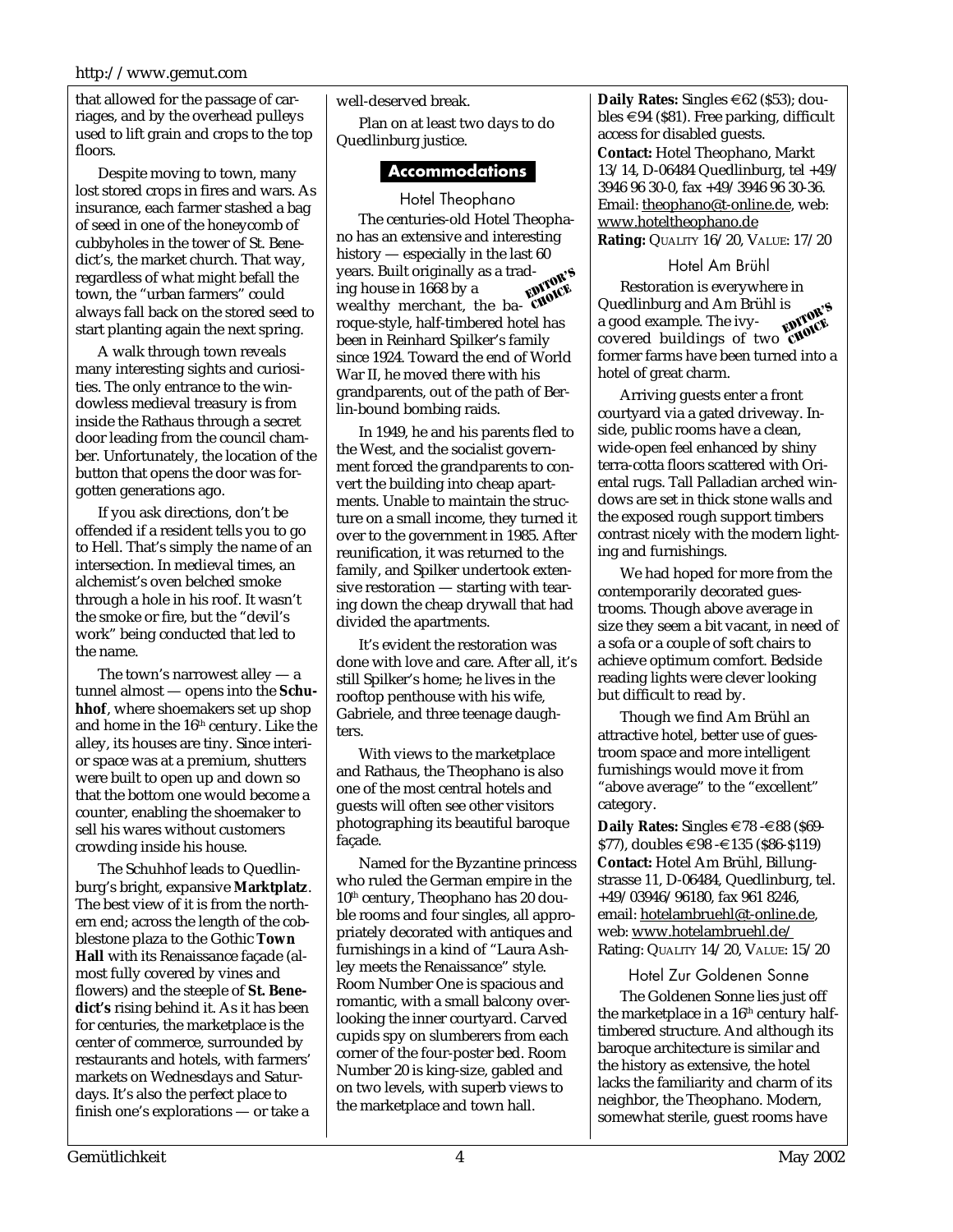that allowed for the passage of carriages, and by the overhead pulleys used to lift grain and crops to the top floors.

Despite moving to town, many lost stored crops in fires and wars. As insurance, each farmer stashed a bag of seed in one of the honeycomb of cubbyholes in the tower of St. Benedict's, the market church. That way, regardless of what might befall the town, the "urban farmers" could always fall back on the stored seed to start planting again the next spring.

A walk through town reveals many interesting sights and curiosities. The only entrance to the windowless medieval treasury is from inside the Rathaus through a secret door leading from the council chamber. Unfortunately, the location of the button that opens the door was forgotten generations ago.

If you ask directions, don't be offended if a resident tells you to go to Hell. That's simply the name of an intersection. In medieval times, an alchemist's oven belched smoke through a hole in his roof. It wasn't the smoke or fire, but the "devil's work" being conducted that led to the name.

The town's narrowest alley — a tunnel almost — opens into the **Schuhhof**, where shoemakers set up shop and home in the 16th century. Like the alley, its houses are tiny. Since interior space was at a premium, shutters were built to open up and down so that the bottom one would become a counter, enabling the shoemaker to sell his wares without customers crowding inside his house.

The Schuhhof leads to Quedlinburg's bright, expansive **Marktplatz**. The best view of it is from the northern end; across the length of the cobblestone plaza to the Gothic **Town Hall** with its Renaissance façade (almost fully covered by vines and flowers) and the steeple of **St. Benedict's** rising behind it. As it has been for centuries, the marketplace is the center of commerce, surrounded by restaurants and hotels, with farmers' markets on Wednesdays and Saturdays. It's also the perfect place to finish one's explorations — or take a well-deserved break.

Plan on at least two days to do Quedlinburg justice.

## Accommodations

### Hotel Theophano

EDITOR'S CHOICE

The centuries-old Hotel Theophano has an extensive and interesting history — especially in the last 60 years. Built originally as a trading house in 1668 by a wealthy merchant, the baroque-style, half-timbered hotel has been in Reinhard Spilker's family since 1924. Toward the end of World War II, he moved there with his grandparents, out of the path of Berlin-bound bombing raids.

In 1949, he and his parents fled to the West, and the socialist government forced the grandparents to convert the building into cheap apartments. Unable to maintain the structure on a small income, they turned it over to the government in 1985. After reunification, it was returned to the family, and Spilker undertook extensive restoration — starting with tearing down the cheap drywall that had divided the apartments.

It's evident the restoration was done with love and care. After all, it's still Spilker's home; he lives in the rooftop penthouse with his wife, Gabriele, and three teenage daughters.

With views to the marketplace and Rathaus, the Theophano is also one of the most central hotels and guests will often see other visitors photographing its beautiful baroque façade.

Named for the Byzantine princess who ruled the German empire in the 10th century, Theophano has 20 double rooms and four singles, all appropriately decorated with antiques and furnishings in a kind of "Laura Ashley meets the Renaissance" style. Room Number One is spacious and romantic, with a small balcony overlooking the inner courtyard. Carved cupids spy on slumberers from each corner of the four-poster bed. Room Number 20 is king-size, gabled and on two levels, with superb views to the marketplace and town hall.

**Daily Rates:** Singles €62 ($53); doubles €94 ($81). Free parking, difficult access for disabled guests.

**Contact:** Hotel Theophano, Markt 13/14, D-06484 Quedlinburg, tel +49/3946 96 30-0, fax +49/3946 96 30-36. Email: theophano@t-online.de, web: www.hoteltheophano.de

**Rating:** QUALITY 16/20, VALUE: 17/20

### Hotel Am Brühl

EDITOR'S CHOICE

Restoration is everywhere in Quedlinburg and Am Brühl is a good example. The ivy-covered buildings of two former farms have been turned into a hotel of great charm.

Arriving guests enter a front courtyard via a gated driveway. Inside, public rooms have a clean, wide-open feel enhanced by shiny terra-cotta floors scattered with Oriental rugs. Tall Palladian arched windows are set in thick stone walls and the exposed rough support timbers contrast nicely with the modern lighting and furnishings.

We had hoped for more from the contemporarily decorated guestrooms. Though above average in size they seem a bit vacant, in need of a sofa or a couple of soft chairs to achieve optimum comfort. Bedside reading lights were clever looking but difficult to read by.

Though we find Am Brühl an attractive hotel, better use of guestroom space and more intelligent furnishings would move it from "above average" to the "excellent" category.

**Daily Rates:** Singles €78 -€88 ($69-$77), doubles €98 -€135 ($86-$119)

**Contact:** Hotel Am Brühl, Billungstrasse 11, D-06484, Quedlinburg, tel. +49/03946/96180, fax 961 8246, email: hotelambruehl@t-online.de, web: www.hotelambruehl.de/

Rating: QUALITY 14/20, VALUE: 15/20

### Hotel Zur Goldenen Sonne

The Goldenen Sonne lies just off the marketplace in a 16th century half-timbered structure. And although its baroque architecture is similar and the history as extensive, the hotel lacks the familiarity and charm of its neighbor, the Theophano. Modern, somewhat sterile, guest rooms have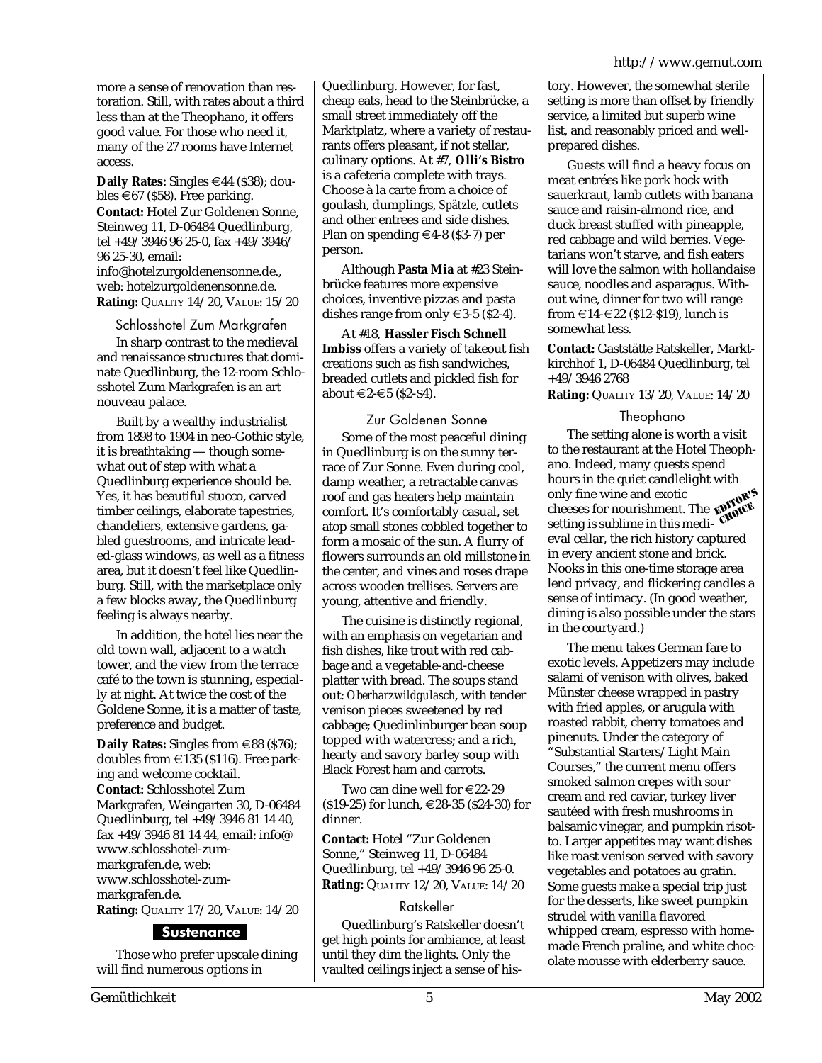more a sense of renovation than restoration. Still, with rates about a third less than at the Theophano, it offers good value. For those who need it, many of the 27 rooms have Internet access.

**Daily Rates:** Singles €44 ($38); doubles €67 ($58). Free parking.
**Contact:** Hotel Zur Goldenen Sonne, Steinweg 11, D-06484 Quedlinburg, tel +49/3946 96 25-0, fax +49/3946/96 25-30, email: info@hotelzurgoldenensonne.de., web: hotelzurgoldenensonne.de.
**Rating:** QUALITY 14/20, VALUE: 15/20

### Schlosshotel Zum Markgrafen

In sharp contrast to the medieval and renaissance structures that dominate Quedlinburg, the 12-room Schlosshotel Zum Markgrafen is an art nouveau palace.

Built by a wealthy industrialist from 1898 to 1904 in neo-Gothic style, it is breathtaking — though somewhat out of step with what a Quedlinburg experience should be. Yes, it has beautiful stucco, carved timber ceilings, elaborate tapestries, chandeliers, extensive gardens, gabled guestrooms, and intricate leaded-glass windows, as well as a fitness area, but it doesn't feel like Quedlinburg. Still, with the marketplace only a few blocks away, the Quedlinburg feeling is always nearby.

In addition, the hotel lies near the old town wall, adjacent to a watch tower, and the view from the terrace café to the town is stunning, especially at night. At twice the cost of the Goldene Sonne, it is a matter of taste, preference and budget.

**Daily Rates:** Singles from €88 ($76); doubles from €135 ($116). Free parking and welcome cocktail.
**Contact:** Schlosshotel Zum Markgrafen, Weingarten 30, D-06484 Quedlinburg, tel +49/3946 81 14 40, fax +49/3946 81 14 44, email: info@www.schlosshotel-zum-markgrafen.de, web: www.schlosshotel-zum-markgrafen.de.
**Rating:** QUALITY 17/20, VALUE: 14/20

## Sustenance

Those who prefer upscale dining will find numerous options in Quedlinburg. However, for fast, cheap eats, head to the Steinbrücke, a small street immediately off the Marktplatz, where a variety of restaurants offers pleasant, if not stellar, culinary options. At #7, **Olli's Bistro** is a cafeteria complete with trays. Choose à la carte from a choice of goulash, dumplings, *Spätzle*, cutlets and other entrees and side dishes. Plan on spending €4-8 ($3-7) per person.

Although **Pasta Mia** at #23 Steinbrücke features more expensive choices, inventive pizzas and pasta dishes range from only €3-5 ($2-4).

At #18, **Hassler Fisch Schnell Imbiss** offers a variety of takeout fish creations such as fish sandwiches, breaded cutlets and pickled fish for about €2-€5 ($2-$4).

### Zur Goldenen Sonne

Some of the most peaceful dining in Quedlinburg is on the sunny terrace of Zur Sonne. Even during cool, damp weather, a retractable canvas roof and gas heaters help maintain comfort. It's comfortably casual, set atop small stones cobbled together to form a mosaic of the sun. A flurry of flowers surrounds an old millstone in the center, and vines and roses drape across wooden trellises. Servers are young, attentive and friendly.

The cuisine is distinctly regional, with an emphasis on vegetarian and fish dishes, like trout with red cabbage and a vegetable-and-cheese platter with bread. The soups stand out: *Oberharzwildgulasch*, with tender venison pieces sweetened by red cabbage; Quedinlinburger bean soup topped with watercress; and a rich, hearty and savory barley soup with Black Forest ham and carrots.

Two can dine well for €22-29 ($19-25) for lunch, €28-35 ($24-30) for dinner.

**Contact:** Hotel "Zur Goldenen Sonne," Steinweg 11, D-06484 Quedlinburg, tel +49/3946 96 25-0.
**Rating:** QUALITY 12/20, VALUE: 14/20

### Ratskeller

Quedlinburg's Ratskeller doesn't get high points for ambiance, at least until they dim the lights. Only the vaulted ceilings inject a sense of history. However, the somewhat sterile setting is more than offset by friendly service, a limited but superb wine list, and reasonably priced and well-prepared dishes.

Guests will find a heavy focus on meat entrées like pork hock with sauerkraut, lamb cutlets with banana sauce and raisin-almond rice, and duck breast stuffed with pineapple, red cabbage and wild berries. Vegetarians won't starve, and fish eaters will love the salmon with hollandaise sauce, noodles and asparagus. Without wine, dinner for two will range from €14-€22 ($12-$19), lunch is somewhat less.

**Contact:** Gaststätte Ratskeller, Marktkirchhof 1, D-06484 Quedlinburg, tel +49/3946 2768
**Rating:** QUALITY 13/20, VALUE: 14/20

### Theophano

EDITOR'S CHOICE

The setting alone is worth a visit to the restaurant at the Hotel Theophano. Indeed, many guests spend hours in the quiet candlelight with only fine wine and exotic cheeses for nourishment. The setting is sublime in this medieval cellar, the rich history captured in every ancient stone and brick. Nooks in this one-time storage area lend privacy, and flickering candles a sense of intimacy. (In good weather, dining is also possible under the stars in the courtyard.)

The menu takes German fare to exotic levels. Appetizers may include salami of venison with olives, baked Münster cheese wrapped in pastry with fried apples, or arugula with roasted rabbit, cherry tomatoes and pinenuts. Under the category of "Substantial Starters/Light Main Courses," the current menu offers smoked salmon crepes with sour cream and red caviar, turkey liver sautéed with fresh mushrooms in balsamic vinegar, and pumpkin risotto. Larger appetites may want dishes like roast venison served with savory vegetables and potatoes au gratin. Some guests make a special trip just for the desserts, like sweet pumpkin strudel with vanilla flavored whipped cream, espresso with homemade French praline, and white chocolate mousse with elderberry sauce.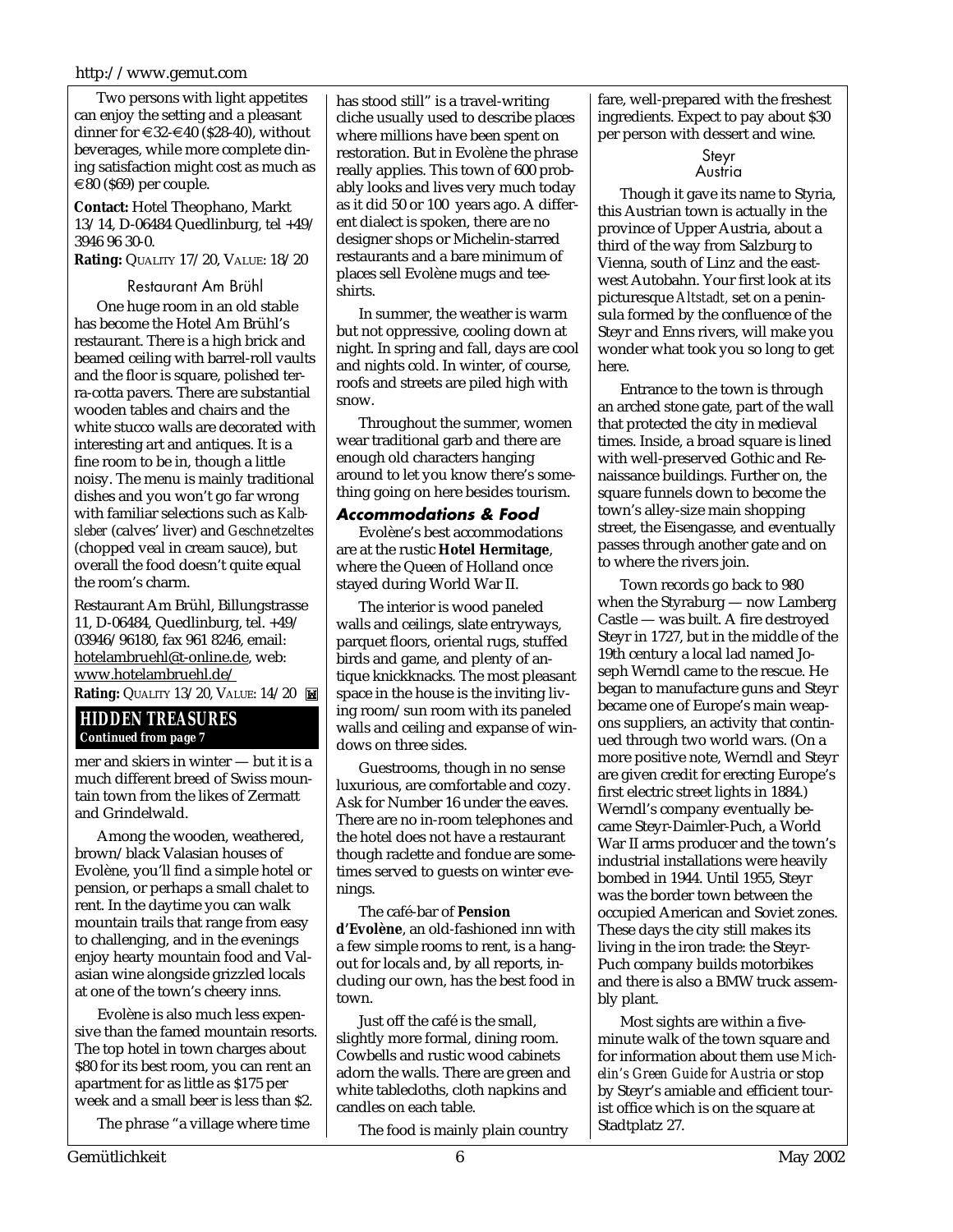Two persons with light appetites can enjoy the setting and a pleasant dinner for €32-€40 ($28-40), without beverages, while more complete dining satisfaction might cost as much as €80 ($69) per couple.

**Contact:** Hotel Theophano, Markt 13/14, D-06484 Quedlinburg, tel +49/3946 96 30-0.

**Rating:** QUALITY 17/20, VALUE: 18/20

### Restaurant Am Brühl

One huge room in an old stable has become the Hotel Am Brühl's restaurant. There is a high brick and beamed ceiling with barrel-roll vaults and the floor is square, polished terra-cotta pavers. There are substantial wooden tables and chairs and the white stucco walls are decorated with interesting art and antiques. It is a fine room to be in, though a little noisy. The menu is mainly traditional dishes and you won't go far wrong with familiar selections such as *Kalbsleber* (calves' liver) and *Geschnetzeltes* (chopped veal in cream sauce), but overall the food doesn't quite equal the room's charm.

Restaurant Am Brühl, Billungstrasse 11, D-06484, Quedlinburg, tel. +49/03946/96180, fax 961 8246, email: hotelambruehl@t-online.de, web: www.hotelambruehl.de/

**Rating:** QUALITY 13/20, VALUE: 14/20

## HIDDEN TREASURES
**Continued from page 7**

mer and skiers in winter — but it is a much different breed of Swiss mountain town from the likes of Zermatt and Grindelwald.

Among the wooden, weathered, brown/black Valasian houses of Evolène, you'll find a simple hotel or pension, or perhaps a small chalet to rent. In the daytime you can walk mountain trails that range from easy to challenging, and in the evenings enjoy hearty mountain food and Valasian wine alongside grizzled locals at one of the town's cheery inns.

Evolène is also much less expensive than the famed mountain resorts. The top hotel in town charges about $80 for its best room, you can rent an apartment for as little as $175 per week and a small beer is less than $2.

The phrase "a village where time has stood still" is a travel-writing cliche usually used to describe places where millions have been spent on restoration. But in Evolène the phrase really applies. This town of 600 probably looks and lives very much today as it did 50 or 100 years ago. A different dialect is spoken, there are no designer shops or Michelin-starred restaurants and a bare minimum of places sell Evolène mugs and tee-shirts.

In summer, the weather is warm but not oppressive, cooling down at night. In spring and fall, days are cool and nights cold. In winter, of course, roofs and streets are piled high with snow.

Throughout the summer, women wear traditional garb and there are enough old characters hanging around to let you know there's something going on here besides tourism.

### Accommodations & Food

Evolène's best accommodations are at the rustic **Hotel Hermitage**, where the Queen of Holland once stayed during World War II.

The interior is wood paneled walls and ceilings, slate entryways, parquet floors, oriental rugs, stuffed birds and game, and plenty of antique knickknacks. The most pleasant space in the house is the inviting living room/sun room with its paneled walls and ceiling and expanse of windows on three sides.

Guestrooms, though in no sense luxurious, are comfortable and cozy. Ask for Number 16 under the eaves. There are no in-room telephones and the hotel does not have a restaurant though raclette and fondue are sometimes served to guests on winter evenings.

The café-bar of **Pension d'Evolène**, an old-fashioned inn with a few simple rooms to rent, is a hangout for locals and, by all reports, including our own, has the best food in town.

Just off the café is the small, slightly more formal, dining room. Cowbells and rustic wood cabinets adorn the walls. There are green and white tablecloths, cloth napkins and candles on each table.

The food is mainly plain country fare, well-prepared with the freshest ingredients. Expect to pay about $30 per person with dessert and wine.

### Steyr
### Austria

Though it gave its name to Styria, this Austrian town is actually in the province of Upper Austria, about a third of the way from Salzburg to Vienna, south of Linz and the east-west Autobahn. Your first look at its picturesque *Altstadt*, set on a peninsula formed by the confluence of the Steyr and Enns rivers, will make you wonder what took you so long to get here.

Entrance to the town is through an arched stone gate, part of the wall that protected the city in medieval times. Inside, a broad square is lined with well-preserved Gothic and Renaissance buildings. Further on, the square funnels down to become the town's alley-size main shopping street, the Eisengasse, and eventually passes through another gate and on to where the rivers join.

Town records go back to 980 when the Styraburg — now Lamberg Castle — was built. A fire destroyed Steyr in 1727, but in the middle of the 19th century a local lad named Joseph Werndl came to the rescue. He began to manufacture guns and Steyr became one of Europe's main weapons suppliers, an activity that continued through two world wars. (On a more positive note, Werndl and Steyr are given credit for erecting Europe's first electric street lights in 1884.) Werndl's company eventually became Steyr-Daimler-Puch, a World War II arms producer and the town's industrial installations were heavily bombed in 1944. Until 1955, Steyr was the border town between the occupied American and Soviet zones. These days the city still makes its living in the iron trade: the Steyr-Puch company builds motorbikes and there is also a BMW truck assembly plant.

Most sights are within a five-minute walk of the town square and for information about them use *Michelin's Green Guide for Austria* or stop by Steyr's amiable and efficient tourist office which is on the square at Stadtplatz 27.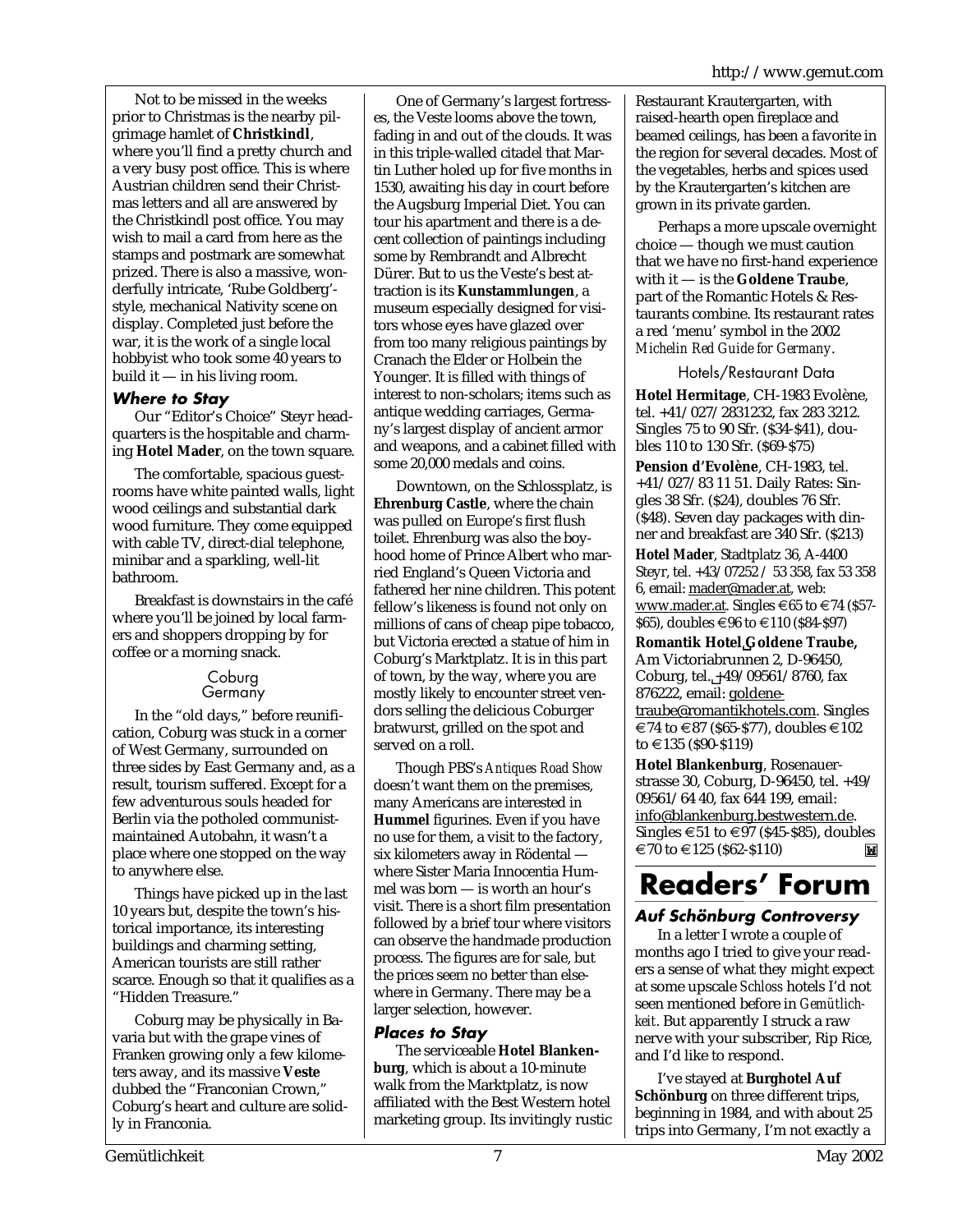Not to be missed in the weeks prior to Christmas is the nearby pilgrimage hamlet of **Christkindl**, where you'll find a pretty church and a very busy post office. This is where Austrian children send their Christmas letters and all are answered by the Christkindl post office. You may wish to mail a card from here as the stamps and postmark are somewhat prized. There is also a massive, wonderfully intricate, 'Rube Goldberg'-style, mechanical Nativity scene on display. Completed just before the war, it is the work of a single local hobbyist who took some 40 years to build it — in his living room.

### Where to Stay

Our "Editor's Choice" Steyr headquarters is the hospitable and charming **Hotel Mader**, on the town square.

The comfortable, spacious guestrooms have white painted walls, light wood ceilings and substantial dark wood furniture. They come equipped with cable TV, direct-dial telephone, minibar and a sparkling, well-lit bathroom.

Breakfast is downstairs in the café where you'll be joined by local farmers and shoppers dropping by for coffee or a morning snack.

## Coburg
## Germany

In the "old days," before reunification, Coburg was stuck in a corner of West Germany, surrounded on three sides by East Germany and, as a result, tourism suffered. Except for a few adventurous souls headed for Berlin via the potholed communist-maintained Autobahn, it wasn't a place where one stopped on the way to anywhere else.

Things have picked up in the last 10 years but, despite the town's historical importance, its interesting buildings and charming setting, American tourists are still rather scarce. Enough so that it qualifies as a "Hidden Treasure."

Coburg may be physically in Bavaria but with the grape vines of Franken growing only a few kilometers away, and its massive **Veste** dubbed the "Franconian Crown," Coburg's heart and culture are solidly in Franconia.

One of Germany's largest fortresses, the Veste looms above the town, fading in and out of the clouds. It was in this triple-walled citadel that Martin Luther holed up for five months in 1530, awaiting his day in court before the Augsburg Imperial Diet. You can tour his apartment and there is a decent collection of paintings including some by Rembrandt and Albrecht Dürer. But to us the Veste's best attraction is its **Kunstammlungen**, a museum especially designed for visitors whose eyes have glazed over from too many religious paintings by Cranach the Elder or Holbein the Younger. It is filled with things of interest to non-scholars; items such as antique wedding carriages, Germany's largest display of ancient armor and weapons, and a cabinet filled with some 20,000 medals and coins.

Downtown, on the Schlossplatz, is **Ehrenburg Castle**, where the chain was pulled on Europe's first flush toilet. Ehrenburg was also the boyhood home of Prince Albert who married England's Queen Victoria and fathered her nine children. This potent fellow's likeness is found not only on millions of cans of cheap pipe tobacco, but Victoria erected a statue of him in Coburg's Marktplatz. It is in this part of town, by the way, where you are mostly likely to encounter street vendors selling the delicious Coburger bratwurst, grilled on the spot and served on a roll.

Though PBS's *Antiques Road Show* doesn't want them on the premises, many Americans are interested in **Hummel** figurines. Even if you have no use for them, a visit to the factory, six kilometers away in Rödental — where Sister Maria Innocentia Hummel was born — is worth an hour's visit. There is a short film presentation followed by a brief tour where visitors can observe the handmade production process. The figures are for sale, but the prices seem no better than elsewhere in Germany. There may be a larger selection, however.

### Places to Stay

The serviceable **Hotel Blankenburg**, which is about a 10-minute walk from the Marktplatz, is now affiliated with the Best Western hotel marketing group. Its invitingly rustic Restaurant Krautergarten, with raised-hearth open fireplace and beamed ceilings, has been a favorite in the region for several decades. Most of the vegetables, herbs and spices used by the Krautergarten's kitchen are grown in its private garden.

Perhaps a more upscale overnight choice — though we must caution that we have no first-hand experience with it — is the **Goldene Traube**, part of the Romantic Hotels & Restaurants combine. Its restaurant rates a red 'menu' symbol in the 2002 *Michelin Red Guide for Germany*.

#### Hotels/Restaurant Data

**Hotel Hermitage**, CH-1983 Evolène, tel. +41/027/2831232, fax 283 3212. Singles 75 to 90 Sfr. ($34-$41), doubles 110 to 130 Sfr. ($69-$75)

**Pension d'Evolène**, CH-1983, tel. +41/027/83 11 51. Daily Rates: Singles 38 Sfr. ($24), doubles 76 Sfr. ($48). Seven day packages with dinner and breakfast are 340 Sfr. ($213)

**Hotel Mader**, Stadtplatz 36, A-4400 Steyr, tel. +43/07252 / 53 358, fax 53 358 6, email: mader@mader.at, web: www.mader.at. Singles €65 to €74 ($57-$65), doubles €96 to €110 ($84-$97)

**Romantik Hotel Goldene Traube,** Am Victoriabrunnen 2, D-96450, Coburg, tel. +49/09561/8760, fax 876222, email: goldene-traube@romantikhotels.com. Singles €74 to €87 ($65-$77), doubles €102 to €135 ($90-$119)

**Hotel Blankenburg**, Rosenauerstrasse 30, Coburg, D-96450, tel. +49/09561/64 40, fax 644 199, email: info@blankenburg.bestwestern.de. Singles €51 to €97 ($45-$85), doubles €70 to €125 ($62-$110)

# Readers' Forum

### Auf Schönburg Controversy

In a letter I wrote a couple of months ago I tried to give your readers a sense of what they might expect at some upscale *Schloss* hotels I'd not seen mentioned before in *Gemütlichkeit*. But apparently I struck a raw nerve with your subscriber, Rip Rice, and I'd like to respond.

I've stayed at **Burghotel Auf Schönburg** on three different trips, beginning in 1984, and with about 25 trips into Germany, I'm not exactly a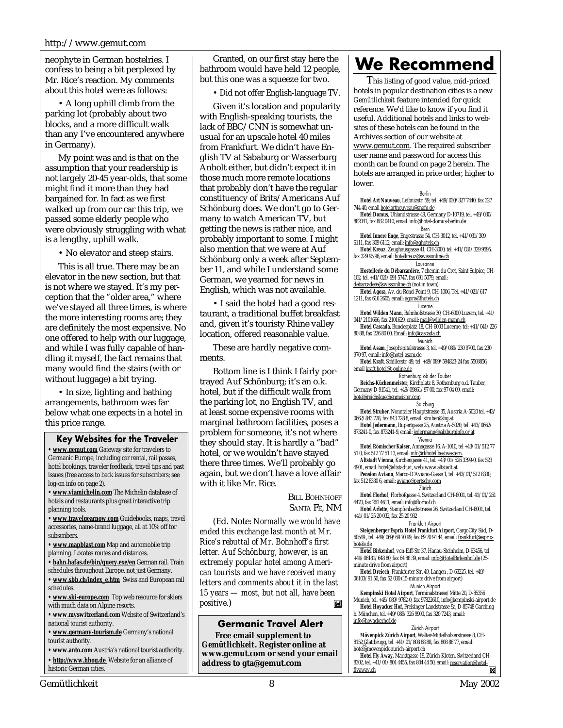neophyte in German hostelries. I confess to being a bit perplexed by Mr. Rice's reaction. My comments about this hotel were as follows:

• A long uphill climb from the parking lot (probably about two blocks, and a more difficult walk than any I've encountered anywhere in Germany).

My point was and is that on the assumption that your readership is not largely 20-45 year-olds, that some might find it more than they had bargained for. In fact as we first walked up from our car this trip, we passed some elderly people who were obviously struggling with what is a lengthy, uphill walk.

• No elevator and steep stairs.

This is all true. There may be an elevator in the new section, but that is not where we stayed. It's my perception that the "older area," where we've stayed all three times, is where the more interesting rooms are; they are definitely the most expensive. No one offered to help with our luggage, and while I was fully capable of handling it myself, the fact remains that many would find the stairs (with or without luggage) a bit trying.

• In size, lighting and bathing arrangements, bathroom was far below what one expects in a hotel in this price range.

Granted, on our first stay here the bathroom would have held 12 people, but this one was a squeeze for two.

• Did not offer English-language TV.

Given it's location and popularity with English-speaking tourists, the lack of BBC/CNN is somewhat unusual for an upscale hotel 40 miles from Frankfurt. We didn't have English TV at Sababurg or Wasserburg Anholt either, but didn't expect it in those much more remote locations that probably don't have the regular constituency of Brits/Americans Auf Schönburg does. We don't go to Germany to watch American TV, but getting the news is rather nice, and probably important to some. I might also mention that we were at Auf Schönburg only a week after September 11, and while I understand some German, we yearned for news in English, which was not available.

• I said the hotel had a good restaurant, a traditional buffet breakfast and, given it's touristy Rhine valley location, offered reasonable value.

These are hardly negative comments.

Bottom line is I think I fairly portrayed Auf Schönburg; it's an o.k. hotel, but if the difficult walk from the parking lot, no English TV, and at least some expensive rooms with marginal bathroom facilities, poses a problem for someone, it's not where they should stay. It is hardly a "bad" hotel, or we wouldn't have stayed there three times. We'll probably go again, but we don't have a love affair with it like Mr. Rice.

BILL BOHNHOFF
SANTA FE, NM

(Ed. Note: *Normally we would have ended this exchange last month at Mr. Rice's rebuttal of Mr. Bohnhoff's first letter. Auf Schönburg, however, is an extremely popular hotel among American tourists and we have received many letters and comments about it in the last 15 years — most, but not all, have been positive.*)

### Key Websites for the Traveler

• **www.gemut.com** Gateway site for travelers to Germanic Europe, including car rental, rail passes, hotel bookings, traveler feedback, travel tips and past issues (free access to back issues for subscribers; see log-on info on page 2).

• **www.viamichelin.com** The Michelin database of hotels and restaurants plus great interactive trip planning tools.

• **www.travelgearnow.com** Guidebooks, maps, travel accessories, name-brand luggage, all at 10% off for subscribers.

• **www.mapblast.com** Map and automobile trip planning. Locates routes and distances.

• **bahn.hafas.de/bin/query.exe/en** German rail. Train schedules throughout Europe, not just Germany.

• **www.sbb.ch/index_e.htm** Swiss and European rail schedules.

• **www.ski-europe.com** Top web resource for skiers with much data on Alpine resorts.

• **www.myswitzerland.com** Website of Switzerland's national tourist authority.

• **www.germany-tourism.de** Germany's national tourist authority.

• **www.anto.com** Austria's national tourist authority.

• **http://www.hhog.de** Website for an alliance of historic German cities.

### Germanic Travel Alert

**Free email supplement to *Gemütlichkeit*. Register online at www.gemut.com or send your email address to gta@gemut.com**

# We Recommend

This listing of good value, mid-priced hotels in popular destination cities is a new *Gemütlichkeit* feature intended for quick reference. We'd like to know if you find it useful. Additional hotels and links to websites of these hotels can be found in the Archives section of our website at www.gemut.com. The required subscriber user name and password for access this month can be found on page 2 herein. The hotels are arranged in price order, higher to lower.

Berlin

**Hotel Art Nouveau**, Leibnizstr. 59, tel. +49/030/327 7440, fax 327 744 40, email hotelartnouveau@snafu.de

**Hotel Domus**, Uhlandstrasse 49, Germany D-10719, tel. +49/030/882041, fax 882 0410, email: info@hotel-domus-berlin.de

Bern

**Hotel Innere Enge**, Engestrasse 54, CH-3012, tel. +41/031/309 6111, fax 309 6112, email: info@zghotels.ch

**Hotel Kreuz**, Zeughausgasse 41, CH-3000, tel. +41/031/329 9595, fax 329 95 96, email: hotelkreuz@swissonline.ch

Lausanne

**Hostellerie du Débarcardère**, 7 chemin du Cret, Saint Sulpice, CH-102, tel. +41/021/691 5747, fax 691 5079, email: debarcadere@swissonline.ch (not in town)

**Hotel Agora**, Av. du Rond-Point 9, CH-1006, Tel. +41/021/617 1211, fax 616 2605, email: agora@fhotels.ch

Lucerne

**Hotel Wilden Mann**, Bahnhofstrasse 30, CH-6000 Luzern, tel. +41/041/2101666, fax 2101629, email: mail@wilden-mann.ch

**Hotel Cascada**, Bundesplatz 18, CH-6003 Lucerne, tel: +41/041/226 80 88, fax 226 80 00, Email: info@cascada.ch

Munich

**Hotel Asam**, Josephspitalstrasse 3, tel. +49/089/230 9700, fax 230 970 97, email: info@hotel-asam.de.

**Hotel Kraft**, Schillerstr. 49, tel. +49/089/594823-24 fax 5503856, email kraft.hotel@t-online.de

Rothenburg ob der Tauber

**Reichs-Küchenmeister**, Kirchplatz 8, Rothenburg o.d. Tauber, Germany D-91541, tel. +49/09861/97 00, fax 97 04 09, email: hotel@reichskuechenmeister.com

Salzburg

**Hotel Struber**, Nonntaler Hauptstrasse 35, Austria A-5020 tel. +43/0662/843 728, fax 843 728 8, email: struber@sbg.at

**Hotel Jedermann**, Rupertgasse 25, Austria A-5020, tel. +43/0662/873241-0, fax 873241-9, email: jedermann@salzburginfo.or.at

Vienna

**Hotel Römischer Kaiser**, Annagasse 16, A-1010, tel +43/01/512 77 51 0, fax 512 77 51 13, email: info@rkhotel.bestwestern.

**Altstadt Vienna**, Kirchengasse 41, tel. +43/01/526 3399-0, fax 523 4901, email: hotel@altstadt.at, web: www.altstadt.at

**Pension Aviano**, Marco-D'Aviano-Gasse 1, tel. +43/01/512 8330, fax 512 8330 6, email: aviano@pertschy.com

Zürich

**Hotel Florhof**, Florhofgasse 4, Switzerland CH-8001, tel. 41/01/261 4470, fax 261 4611, email: info@florhof.ch

**Hotel Arlette**, Stampfenbachstrasse 26, Switzerland CH-8001, tel. +41/01/25 20 032, fax 25 20 932

Frankfurt Airport

**Steigenberger Esprix Hotel Frankfurt Airport**, CargoCity Süd, D-60549 , tel. +49/069/69 70 99, fax 69 70 94 44, email: frankfurt@esprix-hotels.de

**Hotel Birkenhof**, von-Eiff-Str 37, Hanau-Steinheim, D-63456, tel. +49/06181/648 80, fax 64 88 39, email: info@HotelBirkenhof.de (25-minute drive from airport)

**Hotel Dreiech**, Frankfurter Str. 49, Langen , D-63225, tel. +49/06103/91 50, fax 52 030 (15-minute drive from airport)

Munich Airport

**Kempinski Hotel Airport**, Terminalstrasse/Mitte 20, D-85356 Munich, tel. +49/089/9782-0, fax 97822610, info@kempinski-airport.de

**Hotel Hoyacker Hof,** Freisinger Landstrasse 9a, D-85748 Garching b. München, tel. +49/089/326 9900, fax 320 7243, email: info@hoyackerhof.de

Zürich Airport

**Mövenpick Zürich Airport**, Walter-Mittelholzerstrasse 8, CH-8152 Glattbrugg, tel. +41/01/808 88 88, fax 808 88 77, email: hotel@movenpick-zurich-airport.ch

**Hotel Fly Away,** Marktgasse 19, Zürich-Kloten, Switzerland CH-8302, tel. +41/01/804 4455, fax 804 44 50, email: reservation@hotel-flyaway.ch